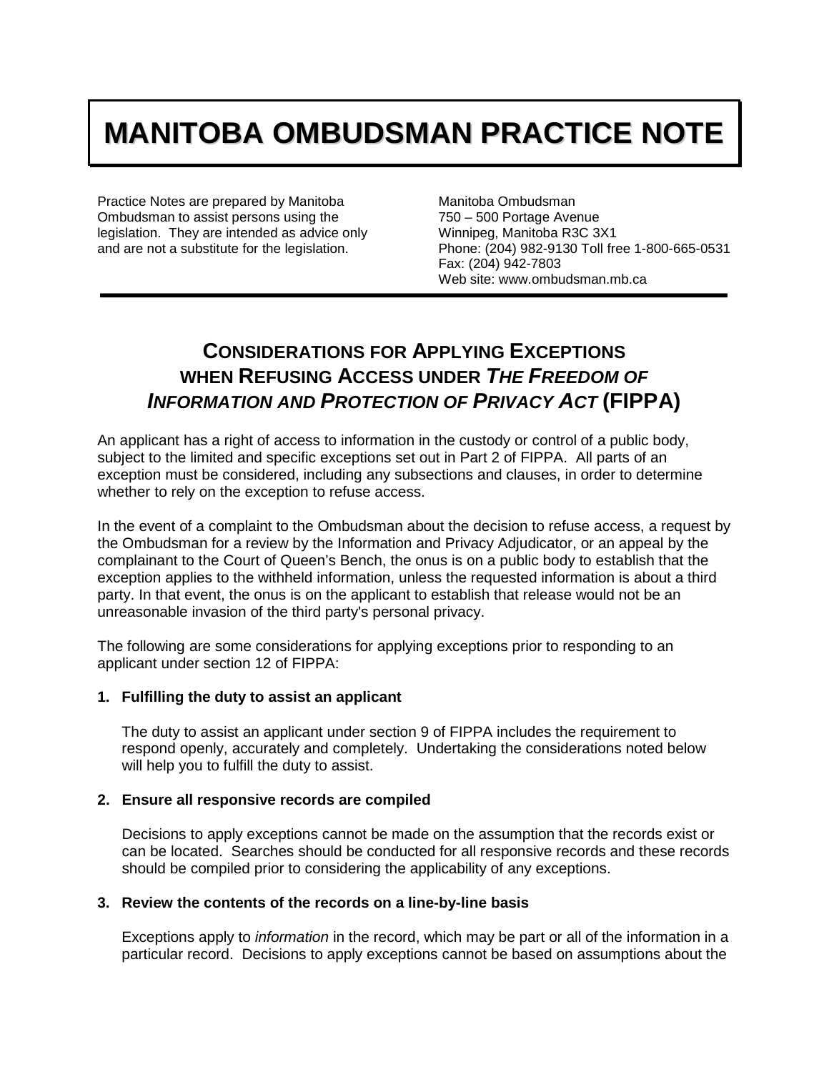# MANITOBA OMBUDSMAN PRACTICE NOTE

Practice Notes are prepared by Manitoba Ombudsman to assist persons using the legislation. They are intended as advice only and are not a substitute for the legislation.

Manitoba Ombudsman
750 – 500 Portage Avenue
Winnipeg, Manitoba R3C 3X1
Phone: (204) 982-9130 Toll free 1-800-665-0531
Fax: (204) 942-7803
Web site: www.ombudsman.mb.ca

## CONSIDERATIONS FOR APPLYING EXCEPTIONS WHEN REFUSING ACCESS UNDER *THE FREEDOM OF INFORMATION AND PROTECTION OF PRIVACY ACT* (FIPPA)

An applicant has a right of access to information in the custody or control of a public body, subject to the limited and specific exceptions set out in Part 2 of FIPPA. All parts of an exception must be considered, including any subsections and clauses, in order to determine whether to rely on the exception to refuse access.

In the event of a complaint to the Ombudsman about the decision to refuse access, a request by the Ombudsman for a review by the Information and Privacy Adjudicator, or an appeal by the complainant to the Court of Queen's Bench, the onus is on a public body to establish that the exception applies to the withheld information, unless the requested information is about a third party. In that event, the onus is on the applicant to establish that release would not be an unreasonable invasion of the third party's personal privacy.

The following are some considerations for applying exceptions prior to responding to an applicant under section 12 of FIPPA:

**1. Fulfilling the duty to assist an applicant**

The duty to assist an applicant under section 9 of FIPPA includes the requirement to respond openly, accurately and completely. Undertaking the considerations noted below will help you to fulfill the duty to assist.

**2. Ensure all responsive records are compiled**

Decisions to apply exceptions cannot be made on the assumption that the records exist or can be located. Searches should be conducted for all responsive records and these records should be compiled prior to considering the applicability of any exceptions.

**3. Review the contents of the records on a line-by-line basis**

Exceptions apply to *information* in the record, which may be part or all of the information in a particular record. Decisions to apply exceptions cannot be based on assumptions about the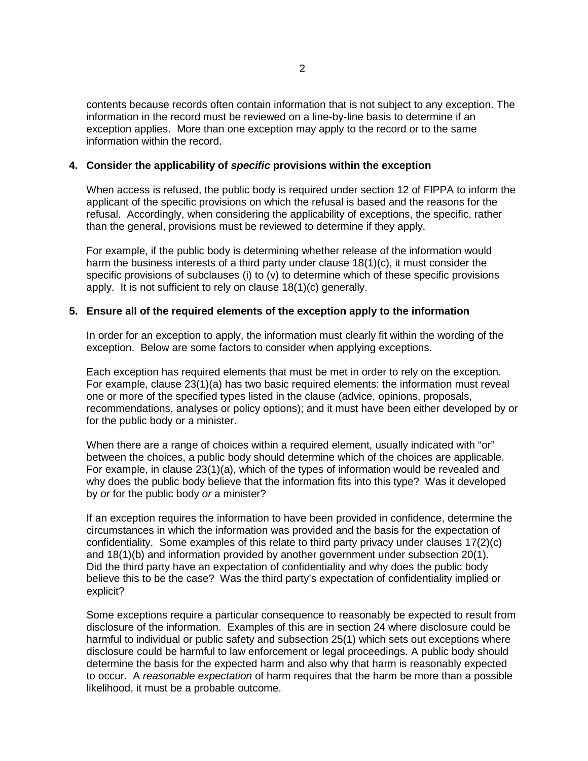contents because records often contain information that is not subject to any exception. The information in the record must be reviewed on a line-by-line basis to determine if an exception applies. More than one exception may apply to the record or to the same information within the record.

**4. Consider the applicability of *specific* provisions within the exception**

When access is refused, the public body is required under section 12 of FIPPA to inform the applicant of the specific provisions on which the refusal is based and the reasons for the refusal. Accordingly, when considering the applicability of exceptions, the specific, rather than the general, provisions must be reviewed to determine if they apply.

For example, if the public body is determining whether release of the information would harm the business interests of a third party under clause 18(1)(c), it must consider the specific provisions of subclauses (i) to (v) to determine which of these specific provisions apply. It is not sufficient to rely on clause 18(1)(c) generally.

**5. Ensure all of the required elements of the exception apply to the information**

In order for an exception to apply, the information must clearly fit within the wording of the exception. Below are some factors to consider when applying exceptions.

Each exception has required elements that must be met in order to rely on the exception. For example, clause 23(1)(a) has two basic required elements: the information must reveal one or more of the specified types listed in the clause (advice, opinions, proposals, recommendations, analyses or policy options); and it must have been either developed by or for the public body or a minister.

When there are a range of choices within a required element, usually indicated with "or" between the choices, a public body should determine which of the choices are applicable. For example, in clause 23(1)(a), which of the types of information would be revealed and why does the public body believe that the information fits into this type? Was it developed by *or* for the public body *or* a minister?

If an exception requires the information to have been provided in confidence, determine the circumstances in which the information was provided and the basis for the expectation of confidentiality. Some examples of this relate to third party privacy under clauses 17(2)(c) and 18(1)(b) and information provided by another government under subsection 20(1). Did the third party have an expectation of confidentiality and why does the public body believe this to be the case? Was the third party's expectation of confidentiality implied or explicit?

Some exceptions require a particular consequence to reasonably be expected to result from disclosure of the information. Examples of this are in section 24 where disclosure could be harmful to individual or public safety and subsection 25(1) which sets out exceptions where disclosure could be harmful to law enforcement or legal proceedings. A public body should determine the basis for the expected harm and also why that harm is reasonably expected to occur. A *reasonable expectation* of harm requires that the harm be more than a possible likelihood, it must be a probable outcome.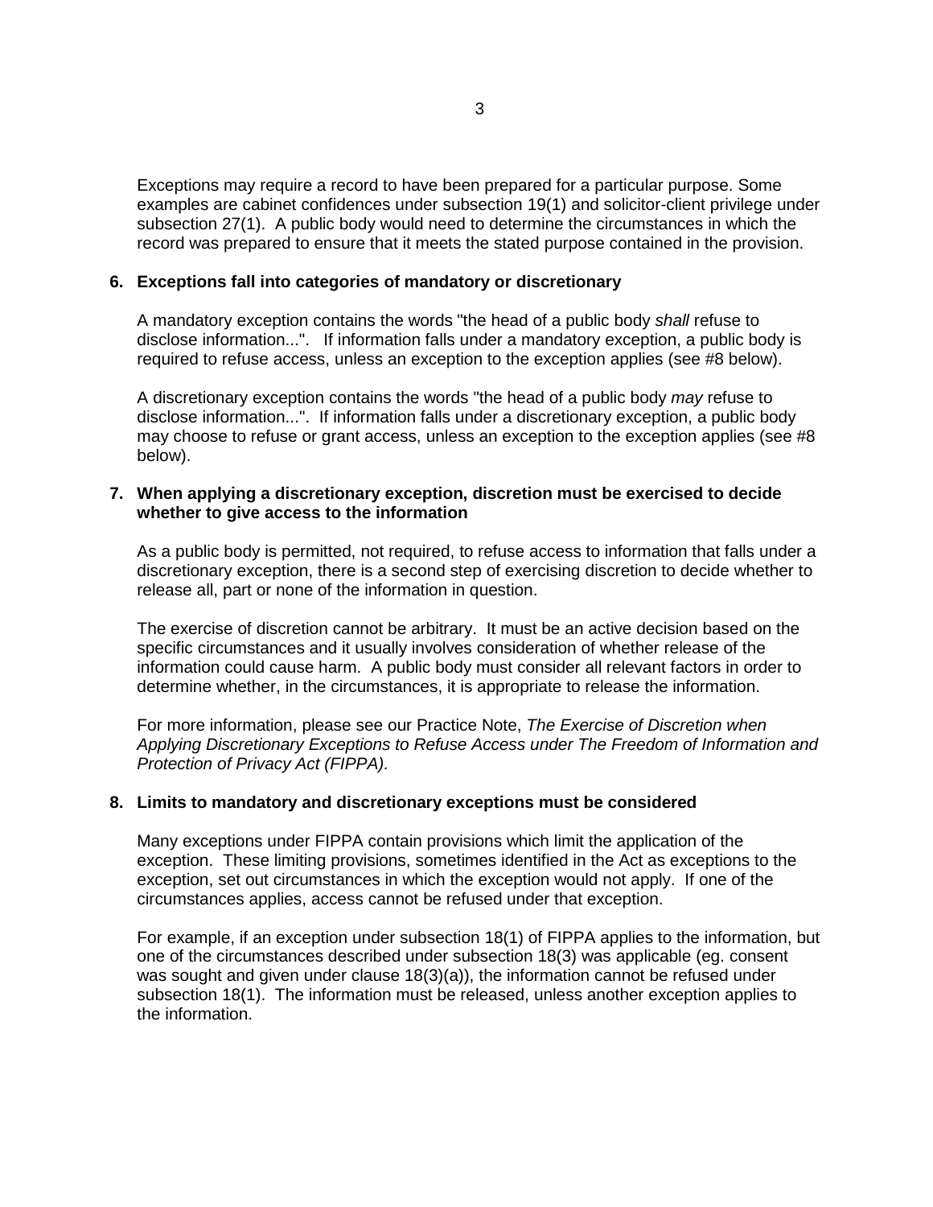Exceptions may require a record to have been prepared for a particular purpose. Some examples are cabinet confidences under subsection 19(1) and solicitor-client privilege under subsection 27(1). A public body would need to determine the circumstances in which the record was prepared to ensure that it meets the stated purpose contained in the provision.

**6. Exceptions fall into categories of mandatory or discretionary**

A mandatory exception contains the words "the head of a public body *shall* refuse to disclose information...". If information falls under a mandatory exception, a public body is required to refuse access, unless an exception to the exception applies (see #8 below).

A discretionary exception contains the words "the head of a public body *may* refuse to disclose information...". If information falls under a discretionary exception, a public body may choose to refuse or grant access, unless an exception to the exception applies (see #8 below).

**7. When applying a discretionary exception, discretion must be exercised to decide whether to give access to the information**

As a public body is permitted, not required, to refuse access to information that falls under a discretionary exception, there is a second step of exercising discretion to decide whether to release all, part or none of the information in question.

The exercise of discretion cannot be arbitrary. It must be an active decision based on the specific circumstances and it usually involves consideration of whether release of the information could cause harm. A public body must consider all relevant factors in order to determine whether, in the circumstances, it is appropriate to release the information.

For more information, please see our Practice Note, *The Exercise of Discretion when Applying Discretionary Exceptions to Refuse Access under The Freedom of Information and Protection of Privacy Act (FIPPA).*

**8. Limits to mandatory and discretionary exceptions must be considered**

Many exceptions under FIPPA contain provisions which limit the application of the exception. These limiting provisions, sometimes identified in the Act as exceptions to the exception, set out circumstances in which the exception would not apply. If one of the circumstances applies, access cannot be refused under that exception.

For example, if an exception under subsection 18(1) of FIPPA applies to the information, but one of the circumstances described under subsection 18(3) was applicable (eg. consent was sought and given under clause 18(3)(a)), the information cannot be refused under subsection 18(1). The information must be released, unless another exception applies to the information.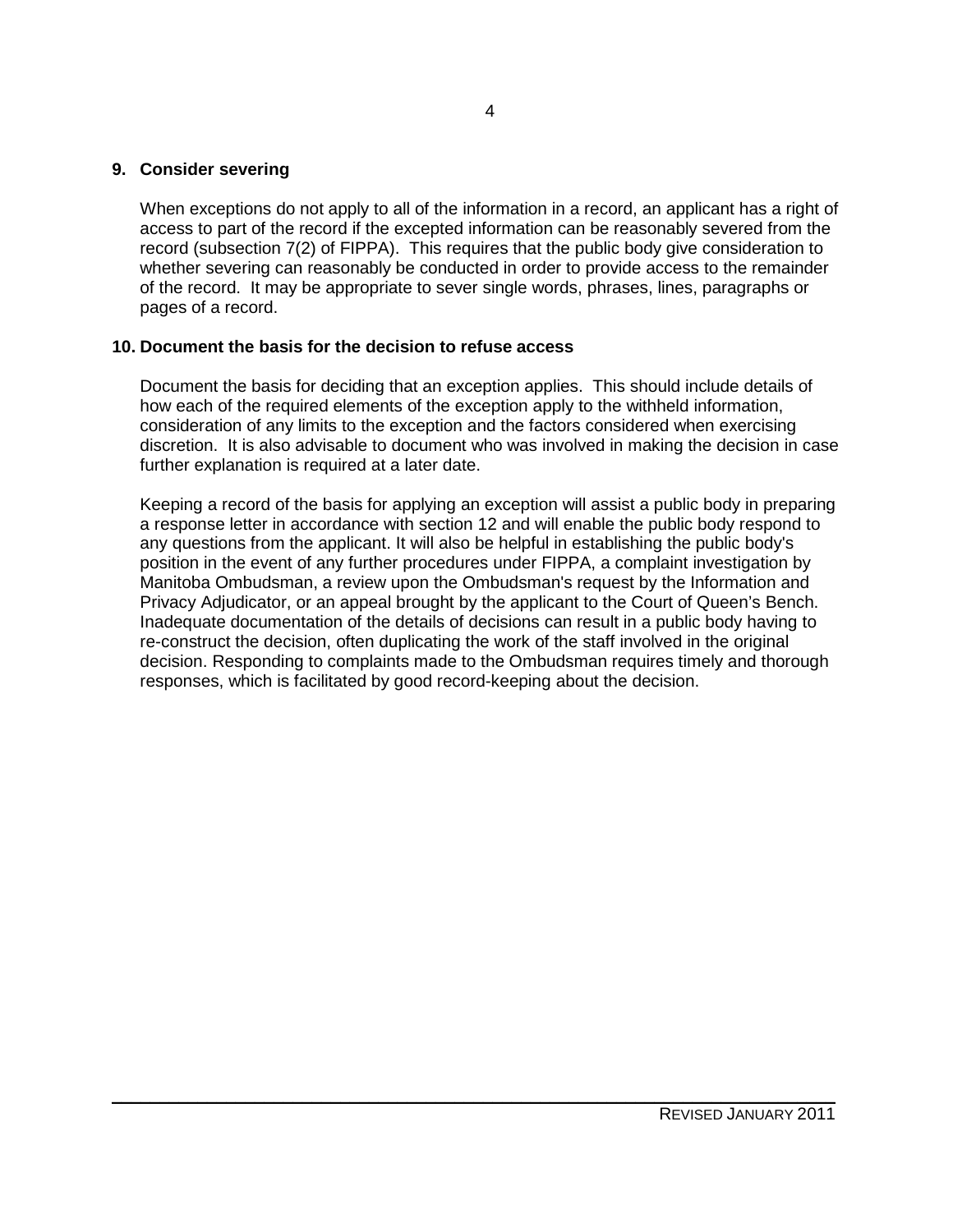### 9. Consider severing

When exceptions do not apply to all of the information in a record, an applicant has a right of access to part of the record if the excepted information can be reasonably severed from the record (subsection 7(2) of FIPPA). This requires that the public body give consideration to whether severing can reasonably be conducted in order to provide access to the remainder of the record. It may be appropriate to sever single words, phrases, lines, paragraphs or pages of a record.

### 10. Document the basis for the decision to refuse access

Document the basis for deciding that an exception applies. This should include details of how each of the required elements of the exception apply to the withheld information, consideration of any limits to the exception and the factors considered when exercising discretion. It is also advisable to document who was involved in making the decision in case further explanation is required at a later date.

Keeping a record of the basis for applying an exception will assist a public body in preparing a response letter in accordance with section 12 and will enable the public body respond to any questions from the applicant. It will also be helpful in establishing the public body's position in the event of any further procedures under FIPPA, a complaint investigation by Manitoba Ombudsman, a review upon the Ombudsman's request by the Information and Privacy Adjudicator, or an appeal brought by the applicant to the Court of Queen's Bench. Inadequate documentation of the details of decisions can result in a public body having to re-construct the decision, often duplicating the work of the staff involved in the original decision. Responding to complaints made to the Ombudsman requires timely and thorough responses, which is facilitated by good record-keeping about the decision.